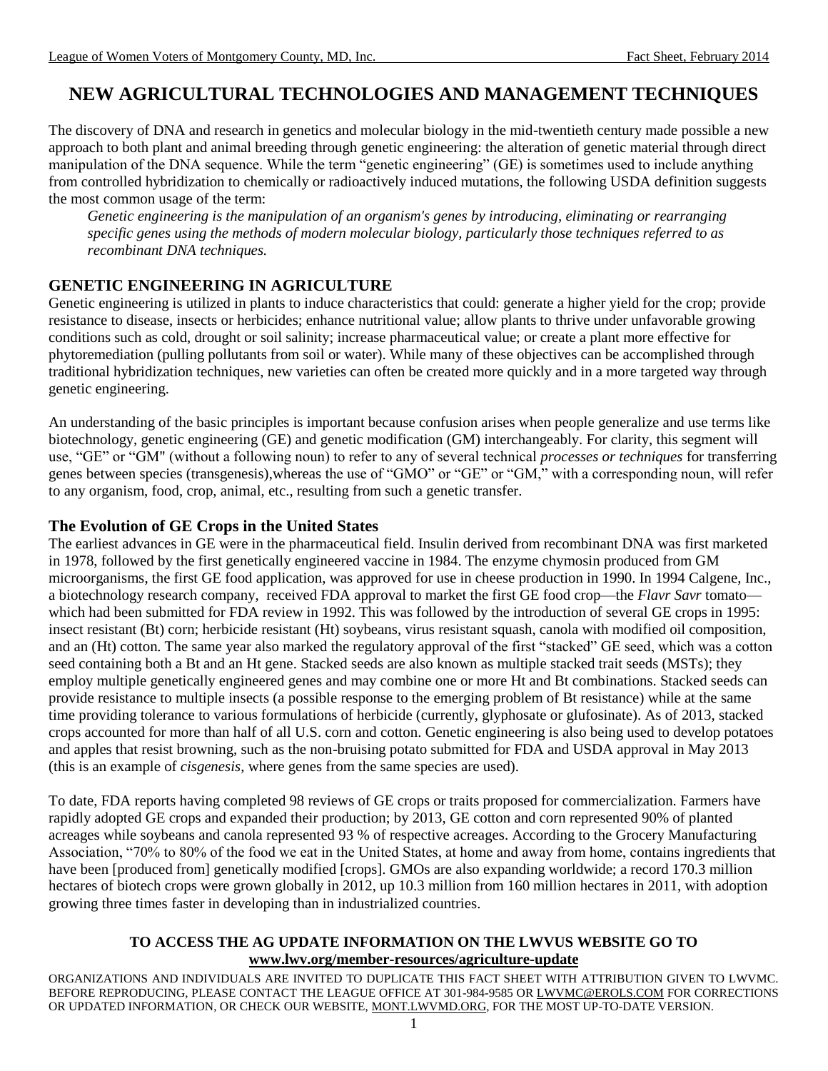# NEW AGRICULTURAL TECHNOLOGIES AND MANAGEMENT TECHNIQUES

The discovery of DNA and research in genetics and molecular biology in the mid-twentieth century made possible a new approach to both plant and animal breeding through genetic engineering: the alteration of genetic material through direct manipulation of the DNA sequence. While the term "genetic engineering" (GE) is sometimes used to include anything from controlled hybridization to chemically or radioactively induced mutations, the following USDA definition suggests the most common usage of the term:

> *Genetic engineering is the manipulation of an organism's genes by introducing, eliminating or rearranging specific genes using the methods of modern molecular biology, particularly those techniques referred to as recombinant DNA techniques.*

## GENETIC ENGINEERING IN AGRICULTURE

Genetic engineering is utilized in plants to induce characteristics that could: generate a higher yield for the crop; provide resistance to disease, insects or herbicides; enhance nutritional value; allow plants to thrive under unfavorable growing conditions such as cold, drought or soil salinity; increase pharmaceutical value; or create a plant more effective for phytoremediation (pulling pollutants from soil or water). While many of these objectives can be accomplished through traditional hybridization techniques, new varieties can often be created more quickly and in a more targeted way through genetic engineering.

An understanding of the basic principles is important because confusion arises when people generalize and use terms like biotechnology, genetic engineering (GE) and genetic modification (GM) interchangeably. For clarity, this segment will use, "GE" or "GM" (without a following noun) to refer to any of several technical *processes or techniques* for transferring genes between species (transgenesis),whereas the use of "GMO" or "GE" or "GM," with a corresponding noun, will refer to any organism, food, crop, animal, etc., resulting from such a genetic transfer.

### The Evolution of GE Crops in the United States

The earliest advances in GE were in the pharmaceutical field. Insulin derived from recombinant DNA was first marketed in 1978, followed by the first genetically engineered vaccine in 1984. The enzyme chymosin produced from GM microorganisms, the first GE food application, was approved for use in cheese production in 1990. In 1994 Calgene, Inc., a biotechnology research company, received FDA approval to market the first GE food crop—the *Flavr Savr* tomato—which had been submitted for FDA review in 1992. This was followed by the introduction of several GE crops in 1995: insect resistant (Bt) corn; herbicide resistant (Ht) soybeans, virus resistant squash, canola with modified oil composition, and an (Ht) cotton. The same year also marked the regulatory approval of the first "stacked" GE seed, which was a cotton seed containing both a Bt and an Ht gene. Stacked seeds are also known as multiple stacked trait seeds (MSTs); they employ multiple genetically engineered genes and may combine one or more Ht and Bt combinations. Stacked seeds can provide resistance to multiple insects (a possible response to the emerging problem of Bt resistance) while at the same time providing tolerance to various formulations of herbicide (currently, glyphosate or glufosinate). As of 2013, stacked crops accounted for more than half of all U.S. corn and cotton. Genetic engineering is also being used to develop potatoes and apples that resist browning, such as the non-bruising potato submitted for FDA and USDA approval in May 2013 (this is an example of *cisgenesis*, where genes from the same species are used).

To date, FDA reports having completed 98 reviews of GE crops or traits proposed for commercialization. Farmers have rapidly adopted GE crops and expanded their production; by 2013, GE cotton and corn represented 90% of planted acreages while soybeans and canola represented 93 % of respective acreages. According to the Grocery Manufacturing Association, "70% to 80% of the food we eat in the United States, at home and away from home, contains ingredients that have been [produced from] genetically modified [crops]. GMOs are also expanding worldwide; a record 170.3 million hectares of biotech crops were grown globally in 2012, up 10.3 million from 160 million hectares in 2011, with adoption growing three times faster in developing than in industrialized countries.

**TO ACCESS THE AG UPDATE INFORMATION ON THE LWVUS WEBSITE GO TO [www.lwv.org/member-resources/agriculture-update](www.lwv.org/member-resources/agriculture-update)**

ORGANIZATIONS AND INDIVIDUALS ARE INVITED TO DUPLICATE THIS FACT SHEET WITH ATTRIBUTION GIVEN TO LWVMC. BEFORE REPRODUCING, PLEASE CONTACT THE LEAGUE OFFICE AT 301-984-9585 OR LWVMC@EROLS.COM FOR CORRECTIONS OR UPDATED INFORMATION, OR CHECK OUR WEBSITE, MONT.LWVMD.ORG, FOR THE MOST UP-TO-DATE VERSION.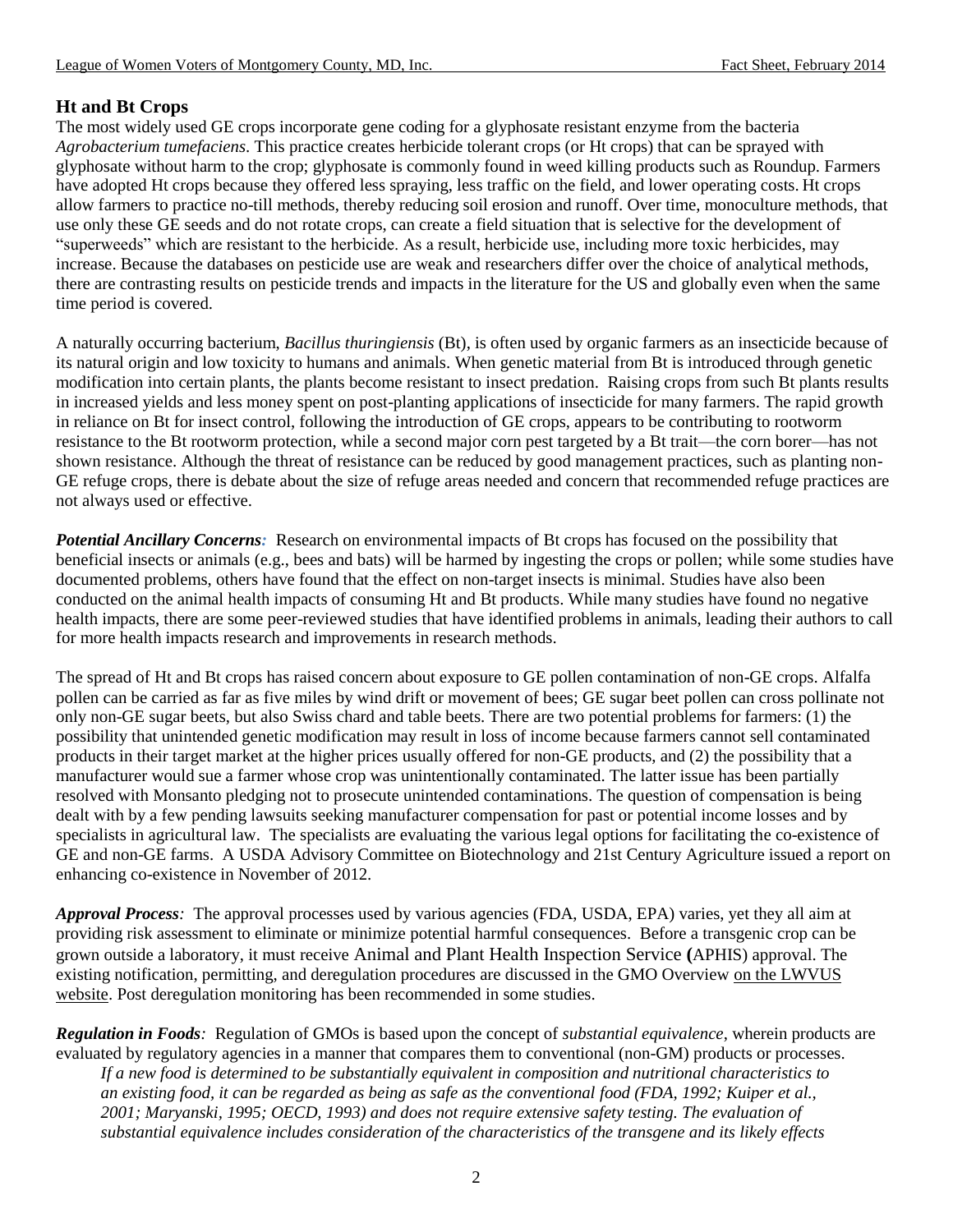## Ht and Bt Crops

The most widely used GE crops incorporate gene coding for a glyphosate resistant enzyme from the bacteria *Agrobacterium tumefaciens*. This practice creates herbicide tolerant crops (or Ht crops) that can be sprayed with glyphosate without harm to the crop; glyphosate is commonly found in weed killing products such as Roundup. Farmers have adopted Ht crops because they offered less spraying, less traffic on the field, and lower operating costs. Ht crops allow farmers to practice no-till methods, thereby reducing soil erosion and runoff. Over time, monoculture methods, that use only these GE seeds and do not rotate crops, can create a field situation that is selective for the development of "superweeds" which are resistant to the herbicide. As a result, herbicide use, including more toxic herbicides, may increase. Because the databases on pesticide use are weak and researchers differ over the choice of analytical methods, there are contrasting results on pesticide trends and impacts in the literature for the US and globally even when the same time period is covered.

A naturally occurring bacterium, *Bacillus thuringiensis* (Bt), is often used by organic farmers as an insecticide because of its natural origin and low toxicity to humans and animals. When genetic material from Bt is introduced through genetic modification into certain plants, the plants become resistant to insect predation. Raising crops from such Bt plants results in increased yields and less money spent on post-planting applications of insecticide for many farmers. The rapid growth in reliance on Bt for insect control, following the introduction of GE crops, appears to be contributing to rootworm resistance to the Bt rootworm protection, while a second major corn pest targeted by a Bt trait—the corn borer—has not shown resistance. Although the threat of resistance can be reduced by good management practices, such as planting non-GE refuge crops, there is debate about the size of refuge areas needed and concern that recommended refuge practices are not always used or effective.

***Potential Ancillary Concerns:*** Research on environmental impacts of Bt crops has focused on the possibility that beneficial insects or animals (e.g., bees and bats) will be harmed by ingesting the crops or pollen; while some studies have documented problems, others have found that the effect on non-target insects is minimal. Studies have also been conducted on the animal health impacts of consuming Ht and Bt products. While many studies have found no negative health impacts, there are some peer-reviewed studies that have identified problems in animals, leading their authors to call for more health impacts research and improvements in research methods.

The spread of Ht and Bt crops has raised concern about exposure to GE pollen contamination of non-GE crops. Alfalfa pollen can be carried as far as five miles by wind drift or movement of bees; GE sugar beet pollen can cross pollinate not only non-GE sugar beets, but also Swiss chard and table beets. There are two potential problems for farmers: (1) the possibility that unintended genetic modification may result in loss of income because farmers cannot sell contaminated products in their target market at the higher prices usually offered for non-GE products, and (2) the possibility that a manufacturer would sue a farmer whose crop was unintentionally contaminated. The latter issue has been partially resolved with Monsanto pledging not to prosecute unintended contaminations. The question of compensation is being dealt with by a few pending lawsuits seeking manufacturer compensation for past or potential income losses and by specialists in agricultural law. The specialists are evaluating the various legal options for facilitating the co-existence of GE and non-GE farms. A USDA Advisory Committee on Biotechnology and 21st Century Agriculture issued a report on enhancing co-existence in November of 2012.

***Approval Process:*** The approval processes used by various agencies (FDA, USDA, EPA) varies, yet they all aim at providing risk assessment to eliminate or minimize potential harmful consequences. Before a transgenic crop can be grown outside a laboratory, it must receive Animal and Plant Health Inspection Service (APHIS) approval. The existing notification, permitting, and deregulation procedures are discussed in the GMO Overview on the LWVUS website. Post deregulation monitoring has been recommended in some studies.

***Regulation in Foods:*** Regulation of GMOs is based upon the concept of *substantial equivalence*, wherein products are evaluated by regulatory agencies in a manner that compares them to conventional (non-GM) products or processes.

> *If a new food is determined to be substantially equivalent in composition and nutritional characteristics to an existing food, it can be regarded as being as safe as the conventional food (FDA, 1992; Kuiper et al., 2001; Maryanski, 1995; OECD, 1993) and does not require extensive safety testing. The evaluation of substantial equivalence includes consideration of the characteristics of the transgene and its likely effects*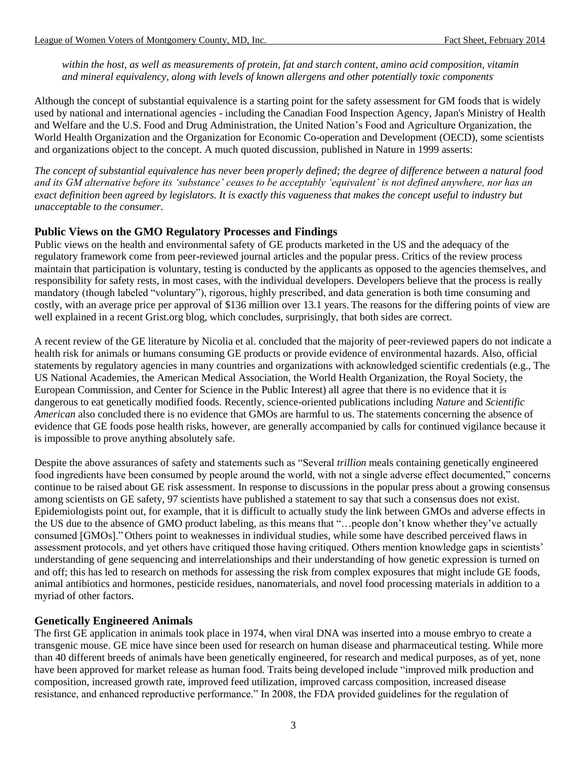*within the host, as well as measurements of protein, fat and starch content, amino acid composition, vitamin and mineral equivalency, along with levels of known allergens and other potentially toxic components.*

Although the concept of substantial equivalence is a starting point for the safety assessment for GM foods that is widely used by national and international agencies - including the Canadian Food Inspection Agency, Japan's Ministry of Health and Welfare and the U.S. Food and Drug Administration, the United Nation's Food and Agriculture Organization, the World Health Organization and the Organization for Economic Co-operation and Development (OECD), some scientists and organizations object to the concept. A much quoted discussion, published in Nature in 1999 asserts:

*The concept of substantial equivalence has never been properly defined; the degree of difference between a natural food and its GM alternative before its 'substance' ceases to be acceptably 'equivalent' is not defined anywhere, nor has an exact definition been agreed by legislators. It is exactly this vagueness that makes the concept useful to industry but unacceptable to the consumer.*

## Public Views on the GMO Regulatory Processes and Findings

Public views on the health and environmental safety of GE products marketed in the US and the adequacy of the regulatory framework come from peer-reviewed journal articles and the popular press. Critics of the review process maintain that participation is voluntary, testing is conducted by the applicants as opposed to the agencies themselves, and responsibility for safety rests, in most cases, with the individual developers. Developers believe that the process is really mandatory (though labeled "voluntary"), rigorous, highly prescribed, and data generation is both time consuming and costly, with an average price per approval of $136 million over 13.1 years. The reasons for the differing points of view are well explained in a recent Grist.org blog, which concludes, surprisingly, that both sides are correct.

A recent review of the GE literature by Nicolia et al. concluded that the majority of peer-reviewed papers do not indicate a health risk for animals or humans consuming GE products or provide evidence of environmental hazards. Also, official statements by regulatory agencies in many countries and organizations with acknowledged scientific credentials (e.g., The US National Academies, the American Medical Association, the World Health Organization, the Royal Society, the European Commission, and Center for Science in the Public Interest) all agree that there is no evidence that it is dangerous to eat genetically modified foods. Recently, science-oriented publications including *Nature* and *Scientific American* also concluded there is no evidence that GMOs are harmful to us. The statements concerning the absence of evidence that GE foods pose health risks, however, are generally accompanied by calls for continued vigilance because it is impossible to prove anything absolutely safe.

Despite the above assurances of safety and statements such as "Several *trillion* meals containing genetically engineered food ingredients have been consumed by people around the world, with not a single adverse effect documented," concerns continue to be raised about GE risk assessment. In response to discussions in the popular press about a growing consensus among scientists on GE safety, 97 scientists have published a statement to say that such a consensus does not exist. Epidemiologists point out, for example, that it is difficult to actually study the link between GMOs and adverse effects in the US due to the absence of GMO product labeling, as this means that "…people don't know whether they've actually consumed [GMOs]." Others point to weaknesses in individual studies, while some have described perceived flaws in assessment protocols, and yet others have critiqued those having critiqued. Others mention knowledge gaps in scientists' understanding of gene sequencing and interrelationships and their understanding of how genetic expression is turned on and off; this has led to research on methods for assessing the risk from complex exposures that might include GE foods, animal antibiotics and hormones, pesticide residues, nanomaterials, and novel food processing materials in addition to a myriad of other factors.

## Genetically Engineered Animals

The first GE application in animals took place in 1974, when viral DNA was inserted into a mouse embryo to create a transgenic mouse. GE mice have since been used for research on human disease and pharmaceutical testing. While more than 40 different breeds of animals have been genetically engineered, for research and medical purposes, as of yet, none have been approved for market release as human food. Traits being developed include "improved milk production and composition, increased growth rate, improved feed utilization, improved carcass composition, increased disease resistance, and enhanced reproductive performance." In 2008, the FDA provided guidelines for the regulation of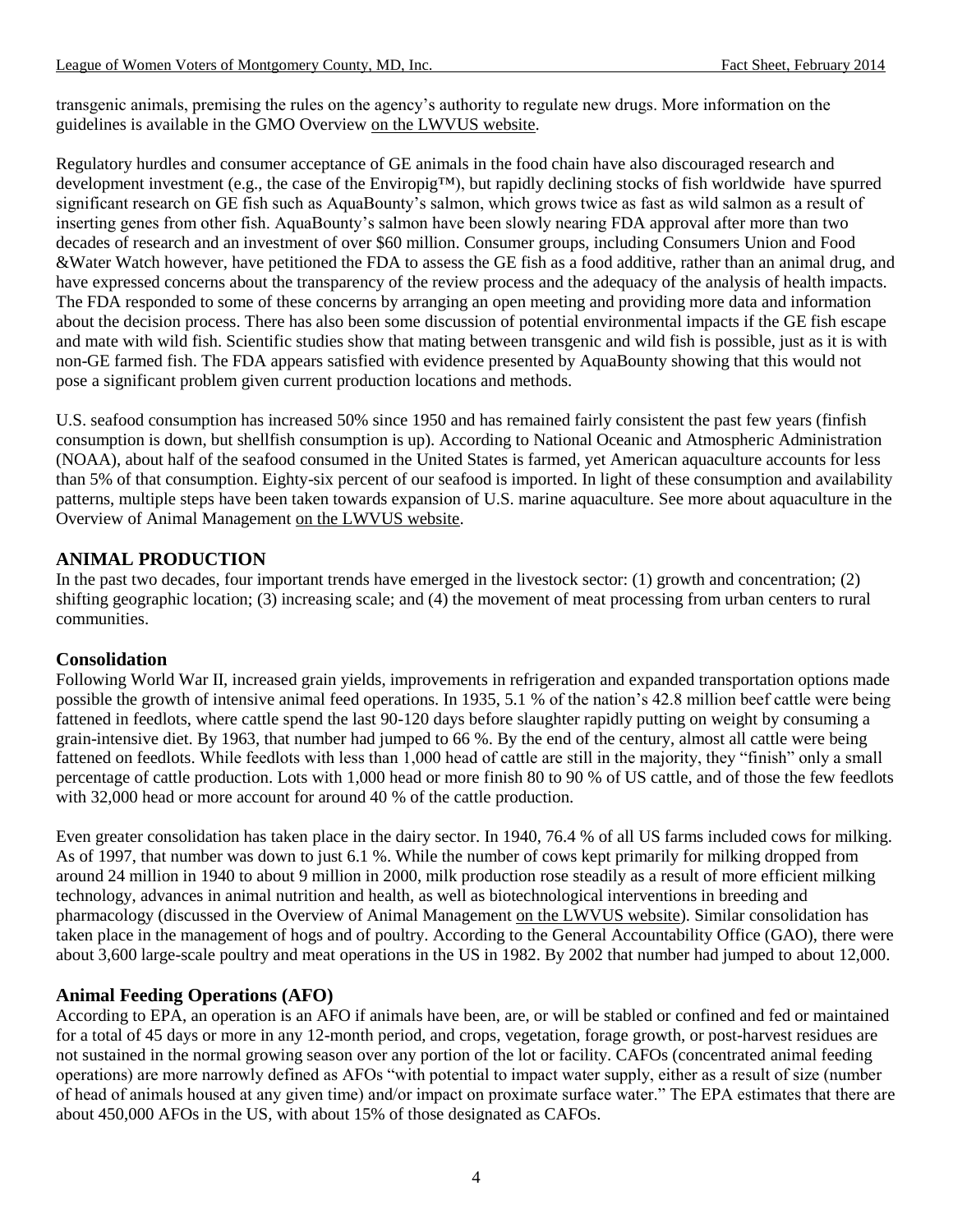transgenic animals, premising the rules on the agency's authority to regulate new drugs. More information on the guidelines is available in the GMO Overview on the LWVUS website.

Regulatory hurdles and consumer acceptance of GE animals in the food chain have also discouraged research and development investment (e.g., the case of the Enviropig™), but rapidly declining stocks of fish worldwide have spurred significant research on GE fish such as AquaBounty's salmon, which grows twice as fast as wild salmon as a result of inserting genes from other fish. AquaBounty's salmon have been slowly nearing FDA approval after more than two decades of research and an investment of over $60 million. Consumer groups, including Consumers Union and Food &Water Watch however, have petitioned the FDA to assess the GE fish as a food additive, rather than an animal drug, and have expressed concerns about the transparency of the review process and the adequacy of the analysis of health impacts. The FDA responded to some of these concerns by arranging an open meeting and providing more data and information about the decision process. There has also been some discussion of potential environmental impacts if the GE fish escape and mate with wild fish. Scientific studies show that mating between transgenic and wild fish is possible, just as it is with non-GE farmed fish. The FDA appears satisfied with evidence presented by AquaBounty showing that this would not pose a significant problem given current production locations and methods.

U.S. seafood consumption has increased 50% since 1950 and has remained fairly consistent the past few years (finfish consumption is down, but shellfish consumption is up). According to National Oceanic and Atmospheric Administration (NOAA), about half of the seafood consumed in the United States is farmed, yet American aquaculture accounts for less than 5% of that consumption. Eighty-six percent of our seafood is imported. In light of these consumption and availability patterns, multiple steps have been taken towards expansion of U.S. marine aquaculture. See more about aquaculture in the Overview of Animal Management on the LWVUS website.

## ANIMAL PRODUCTION

In the past two decades, four important trends have emerged in the livestock sector: (1) growth and concentration; (2) shifting geographic location; (3) increasing scale; and (4) the movement of meat processing from urban centers to rural communities.

### Consolidation

Following World War II, increased grain yields, improvements in refrigeration and expanded transportation options made possible the growth of intensive animal feed operations. In 1935, 5.1 % of the nation's 42.8 million beef cattle were being fattened in feedlots, where cattle spend the last 90-120 days before slaughter rapidly putting on weight by consuming a grain-intensive diet. By 1963, that number had jumped to 66 %. By the end of the century, almost all cattle were being fattened on feedlots. While feedlots with less than 1,000 head of cattle are still in the majority, they "finish" only a small percentage of cattle production. Lots with 1,000 head or more finish 80 to 90 % of US cattle, and of those the few feedlots with 32,000 head or more account for around 40 % of the cattle production.

Even greater consolidation has taken place in the dairy sector. In 1940, 76.4 % of all US farms included cows for milking. As of 1997, that number was down to just 6.1 %. While the number of cows kept primarily for milking dropped from around 24 million in 1940 to about 9 million in 2000, milk production rose steadily as a result of more efficient milking technology, advances in animal nutrition and health, as well as biotechnological interventions in breeding and pharmacology (discussed in the Overview of Animal Management on the LWVUS website). Similar consolidation has taken place in the management of hogs and of poultry. According to the General Accountability Office (GAO), there were about 3,600 large-scale poultry and meat operations in the US in 1982. By 2002 that number had jumped to about 12,000.

### Animal Feeding Operations (AFO)

According to EPA, an operation is an AFO if animals have been, are, or will be stabled or confined and fed or maintained for a total of 45 days or more in any 12-month period, and crops, vegetation, forage growth, or post-harvest residues are not sustained in the normal growing season over any portion of the lot or facility. CAFOs (concentrated animal feeding operations) are more narrowly defined as AFOs "with potential to impact water supply, either as a result of size (number of head of animals housed at any given time) and/or impact on proximate surface water." The EPA estimates that there are about 450,000 AFOs in the US, with about 15% of those designated as CAFOs.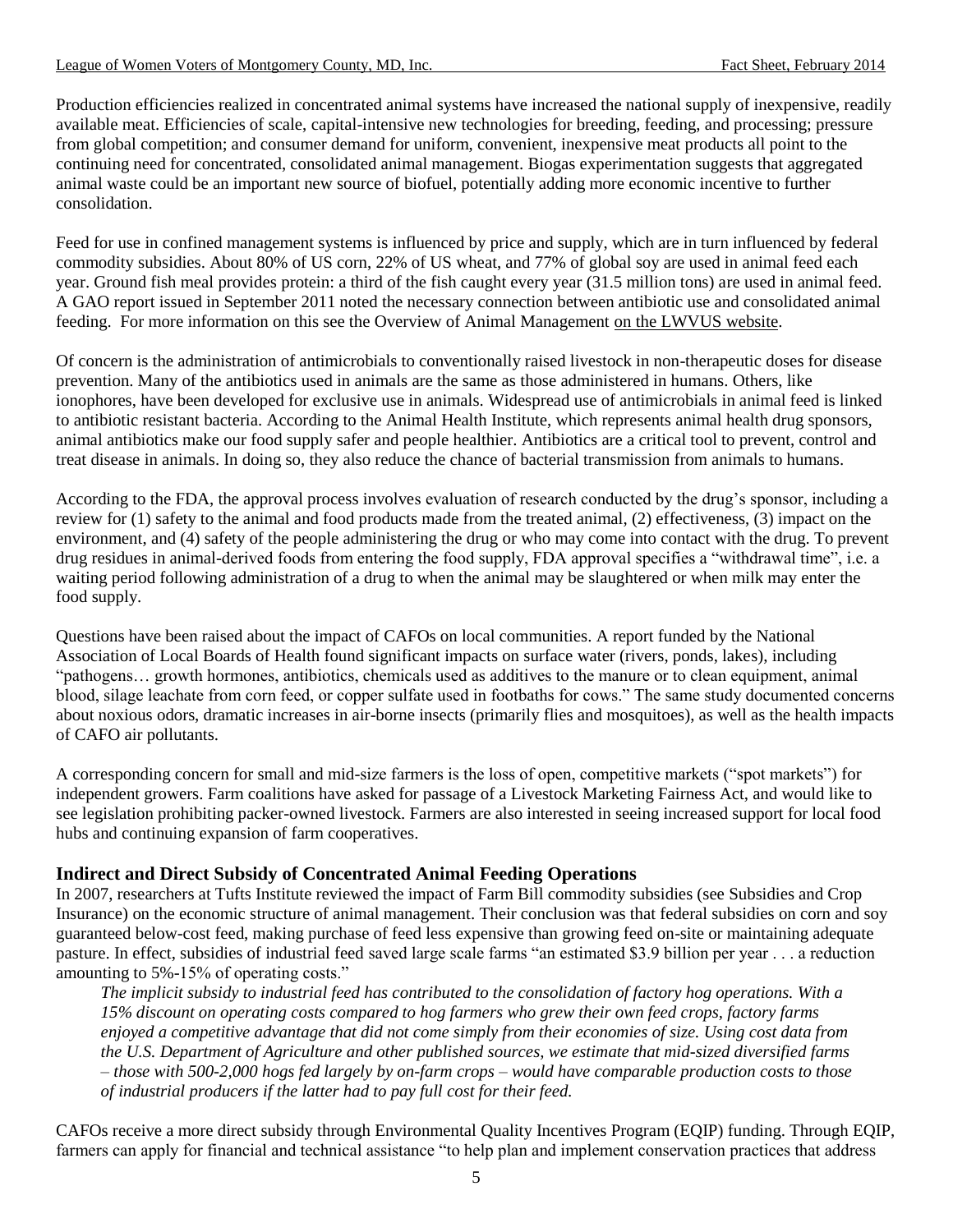Production efficiencies realized in concentrated animal systems have increased the national supply of inexpensive, readily available meat. Efficiencies of scale, capital-intensive new technologies for breeding, feeding, and processing; pressure from global competition; and consumer demand for uniform, convenient, inexpensive meat products all point to the continuing need for concentrated, consolidated animal management. Biogas experimentation suggests that aggregated animal waste could be an important new source of biofuel, potentially adding more economic incentive to further consolidation.

Feed for use in confined management systems is influenced by price and supply, which are in turn influenced by federal commodity subsidies. About 80% of US corn, 22% of US wheat, and 77% of global soy are used in animal feed each year. Ground fish meal provides protein: a third of the fish caught every year (31.5 million tons) are used in animal feed. A GAO report issued in September 2011 noted the necessary connection between antibiotic use and consolidated animal feeding. For more information on this see the Overview of Animal Management on the LWVUS website.

Of concern is the administration of antimicrobials to conventionally raised livestock in non-therapeutic doses for disease prevention. Many of the antibiotics used in animals are the same as those administered in humans. Others, like ionophores, have been developed for exclusive use in animals. Widespread use of antimicrobials in animal feed is linked to antibiotic resistant bacteria. According to the Animal Health Institute, which represents animal health drug sponsors, animal antibiotics make our food supply safer and people healthier. Antibiotics are a critical tool to prevent, control and treat disease in animals. In doing so, they also reduce the chance of bacterial transmission from animals to humans.

According to the FDA, the approval process involves evaluation of research conducted by the drug's sponsor, including a review for (1) safety to the animal and food products made from the treated animal, (2) effectiveness, (3) impact on the environment, and (4) safety of the people administering the drug or who may come into contact with the drug. To prevent drug residues in animal-derived foods from entering the food supply, FDA approval specifies a "withdrawal time", i.e. a waiting period following administration of a drug to when the animal may be slaughtered or when milk may enter the food supply.

Questions have been raised about the impact of CAFOs on local communities. A report funded by the National Association of Local Boards of Health found significant impacts on surface water (rivers, ponds, lakes), including "pathogens… growth hormones, antibiotics, chemicals used as additives to the manure or to clean equipment, animal blood, silage leachate from corn feed, or copper sulfate used in footbaths for cows." The same study documented concerns about noxious odors, dramatic increases in air-borne insects (primarily flies and mosquitoes), as well as the health impacts of CAFO air pollutants.

A corresponding concern for small and mid-size farmers is the loss of open, competitive markets ("spot markets") for independent growers. Farm coalitions have asked for passage of a Livestock Marketing Fairness Act, and would like to see legislation prohibiting packer-owned livestock. Farmers are also interested in seeing increased support for local food hubs and continuing expansion of farm cooperatives.

### Indirect and Direct Subsidy of Concentrated Animal Feeding Operations

In 2007, researchers at Tufts Institute reviewed the impact of Farm Bill commodity subsidies (see Subsidies and Crop Insurance) on the economic structure of animal management. Their conclusion was that federal subsidies on corn and soy guaranteed below-cost feed, making purchase of feed less expensive than growing feed on-site or maintaining adequate pasture. In effect, subsidies of industrial feed saved large scale farms "an estimated $3.9 billion per year . . . a reduction amounting to 5%-15% of operating costs."

> *The implicit subsidy to industrial feed has contributed to the consolidation of factory hog operations. With a 15% discount on operating costs compared to hog farmers who grew their own feed crops, factory farms enjoyed a competitive advantage that did not come simply from their economies of size. Using cost data from the U.S. Department of Agriculture and other published sources, we estimate that mid-sized diversified farms – those with 500-2,000 hogs fed largely by on-farm crops – would have comparable production costs to those of industrial producers if the latter had to pay full cost for their feed.*

CAFOs receive a more direct subsidy through Environmental Quality Incentives Program (EQIP) funding. Through EQIP, farmers can apply for financial and technical assistance "to help plan and implement conservation practices that address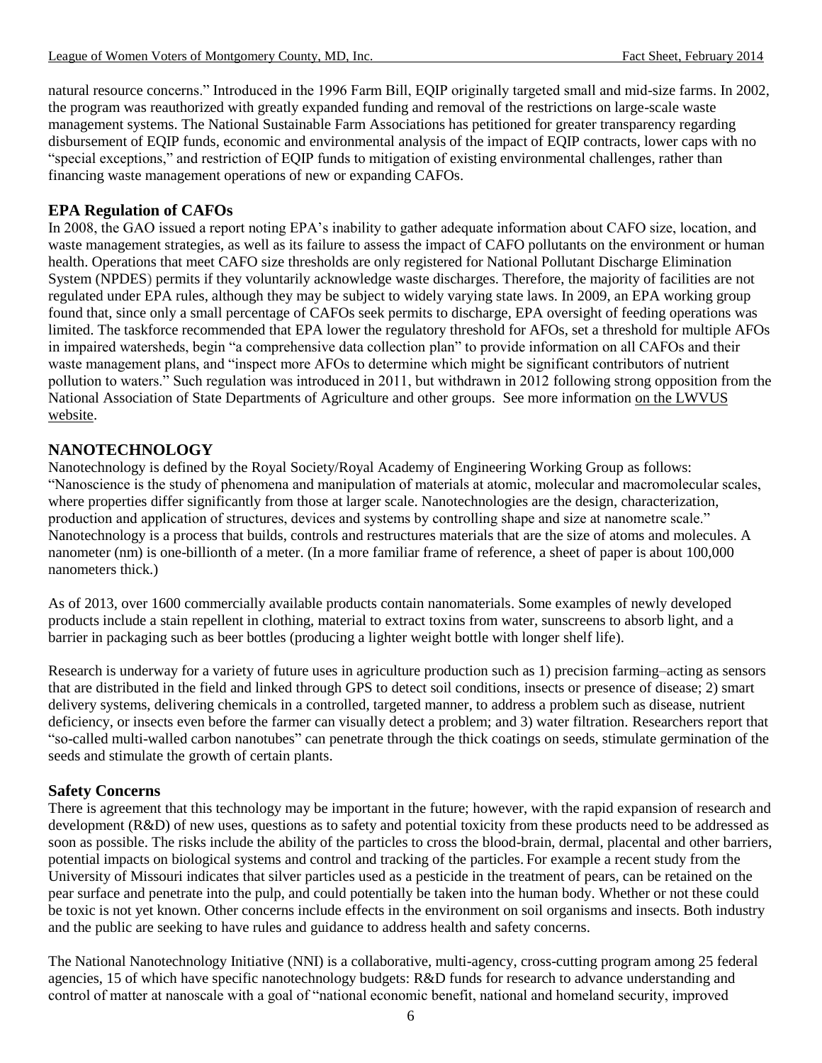natural resource concerns." Introduced in the 1996 Farm Bill, EQIP originally targeted small and mid-size farms. In 2002, the program was reauthorized with greatly expanded funding and removal of the restrictions on large-scale waste management systems. The National Sustainable Farm Associations has petitioned for greater transparency regarding disbursement of EQIP funds, economic and environmental analysis of the impact of EQIP contracts, lower caps with no "special exceptions," and restriction of EQIP funds to mitigation of existing environmental challenges, rather than financing waste management operations of new or expanding CAFOs.

### EPA Regulation of CAFOs

In 2008, the GAO issued a report noting EPA's inability to gather adequate information about CAFO size, location, and waste management strategies, as well as its failure to assess the impact of CAFO pollutants on the environment or human health. Operations that meet CAFO size thresholds are only registered for National Pollutant Discharge Elimination System (NPDES) permits if they voluntarily acknowledge waste discharges. Therefore, the majority of facilities are not regulated under EPA rules, although they may be subject to widely varying state laws. In 2009, an EPA working group found that, since only a small percentage of CAFOs seek permits to discharge, EPA oversight of feeding operations was limited. The taskforce recommended that EPA lower the regulatory threshold for AFOs, set a threshold for multiple AFOs in impaired watersheds, begin "a comprehensive data collection plan" to provide information on all CAFOs and their waste management plans, and "inspect more AFOs to determine which might be significant contributors of nutrient pollution to waters." Such regulation was introduced in 2011, but withdrawn in 2012 following strong opposition from the National Association of State Departments of Agriculture and other groups. See more information on the LWVUS website.

## NANOTECHNOLOGY

Nanotechnology is defined by the Royal Society/Royal Academy of Engineering Working Group as follows: "Nanoscience is the study of phenomena and manipulation of materials at atomic, molecular and macromolecular scales, where properties differ significantly from those at larger scale. Nanotechnologies are the design, characterization, production and application of structures, devices and systems by controlling shape and size at nanometre scale." Nanotechnology is a process that builds, controls and restructures materials that are the size of atoms and molecules. A nanometer (nm) is one-billionth of a meter. (In a more familiar frame of reference, a sheet of paper is about 100,000 nanometers thick.)

As of 2013, over 1600 commercially available products contain nanomaterials. Some examples of newly developed products include a stain repellent in clothing, material to extract toxins from water, sunscreens to absorb light, and a barrier in packaging such as beer bottles (producing a lighter weight bottle with longer shelf life).

Research is underway for a variety of future uses in agriculture production such as 1) precision farming–acting as sensors that are distributed in the field and linked through GPS to detect soil conditions, insects or presence of disease; 2) smart delivery systems, delivering chemicals in a controlled, targeted manner, to address a problem such as disease, nutrient deficiency, or insects even before the farmer can visually detect a problem; and 3) water filtration. Researchers report that "so-called multi-walled carbon nanotubes" can penetrate through the thick coatings on seeds, stimulate germination of the seeds and stimulate the growth of certain plants.

### Safety Concerns

There is agreement that this technology may be important in the future; however, with the rapid expansion of research and development (R&D) of new uses, questions as to safety and potential toxicity from these products need to be addressed as soon as possible. The risks include the ability of the particles to cross the blood-brain, dermal, placental and other barriers, potential impacts on biological systems and control and tracking of the particles. For example a recent study from the University of Missouri indicates that silver particles used as a pesticide in the treatment of pears, can be retained on the pear surface and penetrate into the pulp, and could potentially be taken into the human body. Whether or not these could be toxic is not yet known. Other concerns include effects in the environment on soil organisms and insects. Both industry and the public are seeking to have rules and guidance to address health and safety concerns.

The National Nanotechnology Initiative (NNI) is a collaborative, multi-agency, cross-cutting program among 25 federal agencies, 15 of which have specific nanotechnology budgets: R&D funds for research to advance understanding and control of matter at nanoscale with a goal of "national economic benefit, national and homeland security, improved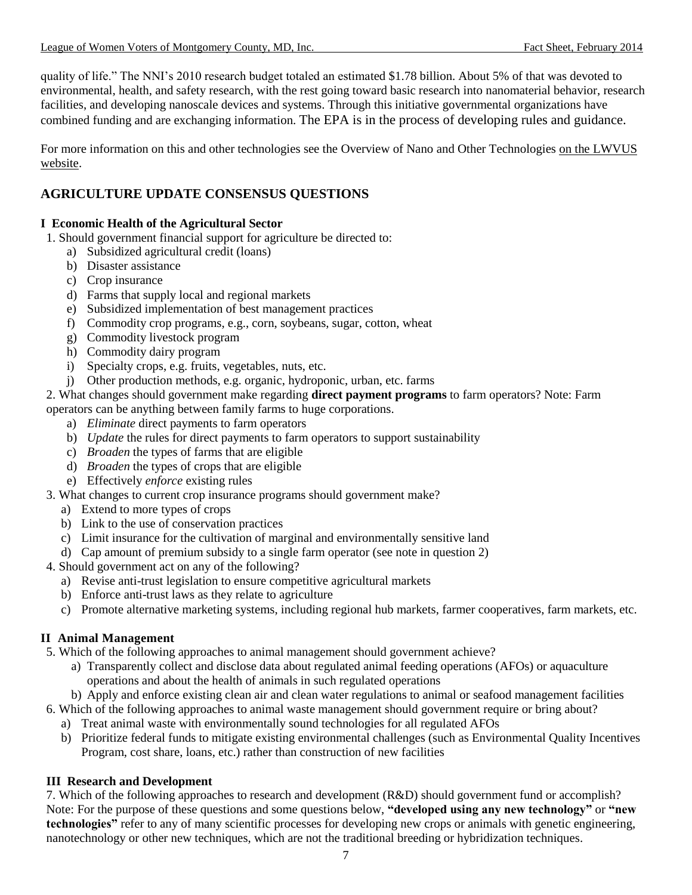quality of life." The NNI's 2010 research budget totaled an estimated $1.78 billion. About 5% of that was devoted to environmental, health, and safety research, with the rest going toward basic research into nanomaterial behavior, research facilities, and developing nanoscale devices and systems. Through this initiative governmental organizations have combined funding and are exchanging information. The EPA is in the process of developing rules and guidance.

For more information on this and other technologies see the Overview of Nano and Other Technologies on the LWVUS website.

## AGRICULTURE UPDATE CONSENSUS QUESTIONS

### I Economic Health of the Agricultural Sector

1. Should government financial support for agriculture be directed to:
   a) Subsidized agricultural credit (loans)
   b) Disaster assistance
   c) Crop insurance
   d) Farms that supply local and regional markets
   e) Subsidized implementation of best management practices
   f) Commodity crop programs, e.g., corn, soybeans, sugar, cotton, wheat
   g) Commodity livestock program
   h) Commodity dairy program
   i) Specialty crops, e.g. fruits, vegetables, nuts, etc.
   j) Other production methods, e.g. organic, hydroponic, urban, etc. farms
2. What changes should government make regarding **direct payment programs** to farm operators? Note: Farm operators can be anything between family farms to huge corporations.
   a) *Eliminate* direct payments to farm operators
   b) *Update* the rules for direct payments to farm operators to support sustainability
   c) *Broaden* the types of farms that are eligible
   d) *Broaden* the types of crops that are eligible
   e) Effectively *enforce* existing rules
3. What changes to current crop insurance programs should government make?
   a) Extend to more types of crops
   b) Link to the use of conservation practices
   c) Limit insurance for the cultivation of marginal and environmentally sensitive land
   d) Cap amount of premium subsidy to a single farm operator (see note in question 2)
4. Should government act on any of the following?
   a) Revise anti-trust legislation to ensure competitive agricultural markets
   b) Enforce anti-trust laws as they relate to agriculture
   c) Promote alternative marketing systems, including regional hub markets, farmer cooperatives, farm markets, etc.

### II Animal Management

5. Which of the following approaches to animal management should government achieve?
   a) Transparently collect and disclose data about regulated animal feeding operations (AFOs) or aquaculture operations and about the health of animals in such regulated operations
   b) Apply and enforce existing clean air and clean water regulations to animal or seafood management facilities
6. Which of the following approaches to animal waste management should government require or bring about?
   a) Treat animal waste with environmentally sound technologies for all regulated AFOs
   b) Prioritize federal funds to mitigate existing environmental challenges (such as Environmental Quality Incentives Program, cost share, loans, etc.) rather than construction of new facilities

### III Research and Development

7. Which of the following approaches to research and development (R&D) should government fund or accomplish? Note: For the purpose of these questions and some questions below, **"developed using any new technology"** or **"new technologies"** refer to any of many scientific processes for developing new crops or animals with genetic engineering, nanotechnology or other new techniques, which are not the traditional breeding or hybridization techniques.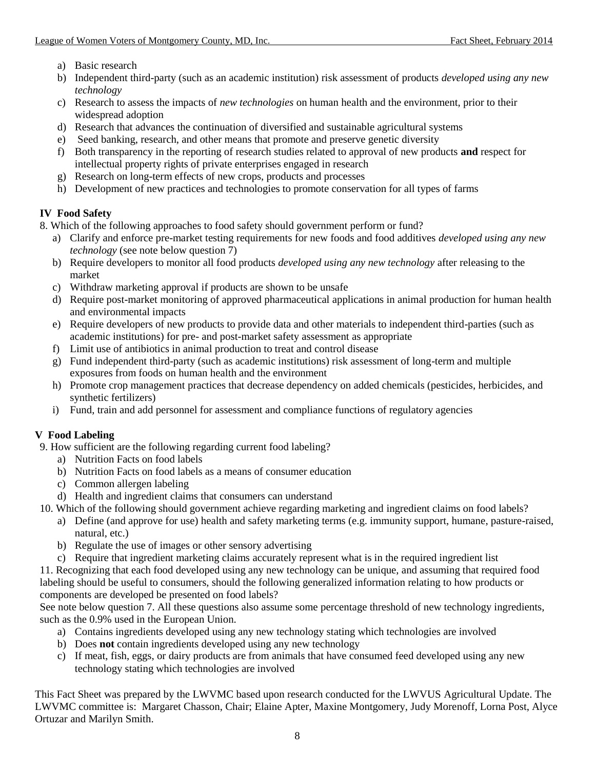a) Basic research
b) Independent third-party (such as an academic institution) risk assessment of products *developed using any new technology*
c) Research to assess the impacts of *new technologies* on human health and the environment, prior to their widespread adoption
d) Research that advances the continuation of diversified and sustainable agricultural systems
e) Seed banking, research, and other means that promote and preserve genetic diversity
f) Both transparency in the reporting of research studies related to approval of new products **and** respect for intellectual property rights of private enterprises engaged in research
g) Research on long-term effects of new crops, products and processes
h) Development of new practices and technologies to promote conservation for all types of farms

### IV Food Safety

8. Which of the following approaches to food safety should government perform or fund?

a) Clarify and enforce pre-market testing requirements for new foods and food additives *developed using any new technology* (see note below question 7)
b) Require developers to monitor all food products *developed using any new technology* after releasing to the market
c) Withdraw marketing approval if products are shown to be unsafe
d) Require post-market monitoring of approved pharmaceutical applications in animal production for human health and environmental impacts
e) Require developers of new products to provide data and other materials to independent third-parties (such as academic institutions) for pre- and post-market safety assessment as appropriate
f) Limit use of antibiotics in animal production to treat and control disease
g) Fund independent third-party (such as academic institutions) risk assessment of long-term and multiple exposures from foods on human health and the environment
h) Promote crop management practices that decrease dependency on added chemicals (pesticides, herbicides, and synthetic fertilizers)
i) Fund, train and add personnel for assessment and compliance functions of regulatory agencies

### V Food Labeling

9. How sufficient are the following regarding current food labeling?

a) Nutrition Facts on food labels
b) Nutrition Facts on food labels as a means of consumer education
c) Common allergen labeling
d) Health and ingredient claims that consumers can understand

10. Which of the following should government achieve regarding marketing and ingredient claims on food labels?

a) Define (and approve for use) health and safety marketing terms (e.g. immunity support, humane, pasture-raised, natural, etc.)
b) Regulate the use of images or other sensory advertising
c) Require that ingredient marketing claims accurately represent what is in the required ingredient list

11. Recognizing that each food developed using any new technology can be unique, and assuming that required food labeling should be useful to consumers, should the following generalized information relating to how products or components are developed be presented on food labels?

See note below question 7. All these questions also assume some percentage threshold of new technology ingredients, such as the 0.9% used in the European Union.

a) Contains ingredients developed using any new technology stating which technologies are involved
b) Does **not** contain ingredients developed using any new technology
c) If meat, fish, eggs, or dairy products are from animals that have consumed feed developed using any new technology stating which technologies are involved

This Fact Sheet was prepared by the LWVMC based upon research conducted for the LWVUS Agricultural Update. The LWVMC committee is: Margaret Chasson, Chair; Elaine Apter, Maxine Montgomery, Judy Morenoff, Lorna Post, Alyce Ortuzar and Marilyn Smith.